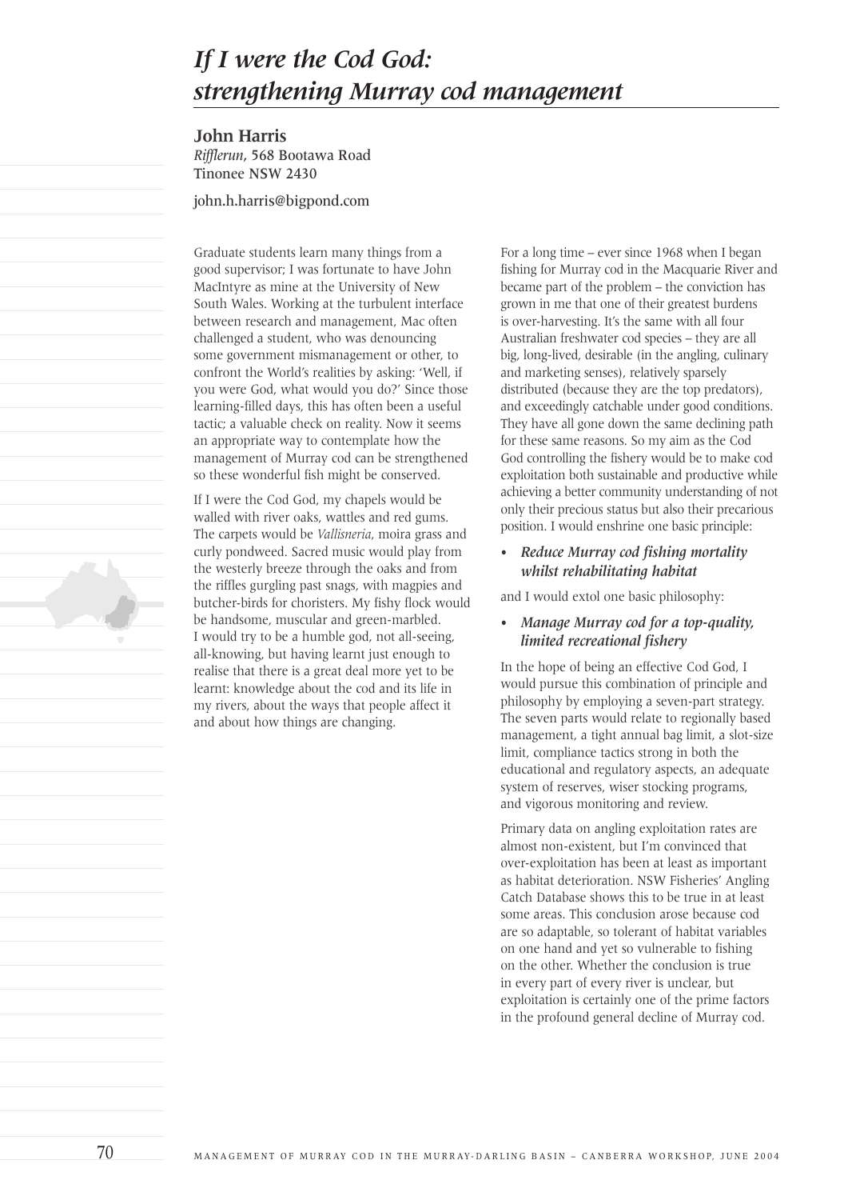# *If I were the Cod God: strengthening Murray cod management*

**John Harris**
*Rifflerun*, 568 Bootawa Road
Tinonee NSW 2430

john.h.harris@bigpond.com

Graduate students learn many things from a good supervisor; I was fortunate to have John MacIntyre as mine at the University of New South Wales. Working at the turbulent interface between research and management, Mac often challenged a student, who was denouncing some government mismanagement or other, to confront the World's realities by asking: 'Well, if you were God, what would you do?' Since those learning-filled days, this has often been a useful tactic; a valuable check on reality. Now it seems an appropriate way to contemplate how the management of Murray cod can be strengthened so these wonderful fish might be conserved.

If I were the Cod God, my chapels would be walled with river oaks, wattles and red gums. The carpets would be *Vallisneria*, moira grass and curly pondweed. Sacred music would play from the westerly breeze through the oaks and from the riffles gurgling past snags, with magpies and butcher-birds for choristers. My fishy flock would be handsome, muscular and green-marbled. I would try to be a humble god, not all-seeing, all-knowing, but having learnt just enough to realise that there is a great deal more yet to be learnt: knowledge about the cod and its life in my rivers, about the ways that people affect it and about how things are changing.

For a long time – ever since 1968 when I began fishing for Murray cod in the Macquarie River and became part of the problem – the conviction has grown in me that one of their greatest burdens is over-harvesting. It's the same with all four Australian freshwater cod species – they are all big, long-lived, desirable (in the angling, culinary and marketing senses), relatively sparsely distributed (because they are the top predators), and exceedingly catchable under good conditions. They have all gone down the same declining path for these same reasons. So my aim as the Cod God controlling the fishery would be to make cod exploitation both sustainable and productive while achieving a better community understanding of not only their precious status but also their precarious position. I would enshrine one basic principle:

- ***Reduce Murray cod fishing mortality whilst rehabilitating habitat***

and I would extol one basic philosophy:

- ***Manage Murray cod for a top-quality, limited recreational fishery***

In the hope of being an effective Cod God, I would pursue this combination of principle and philosophy by employing a seven-part strategy. The seven parts would relate to regionally based management, a tight annual bag limit, a slot-size limit, compliance tactics strong in both the educational and regulatory aspects, an adequate system of reserves, wiser stocking programs, and vigorous monitoring and review.

Primary data on angling exploitation rates are almost non-existent, but I'm convinced that over-exploitation has been at least as important as habitat deterioration. NSW Fisheries' Angling Catch Database shows this to be true in at least some areas. This conclusion arose because cod are so adaptable, so tolerant of habitat variables on one hand and yet so vulnerable to fishing on the other. Whether the conclusion is true in every part of every river is unclear, but exploitation is certainly one of the prime factors in the profound general decline of Murray cod.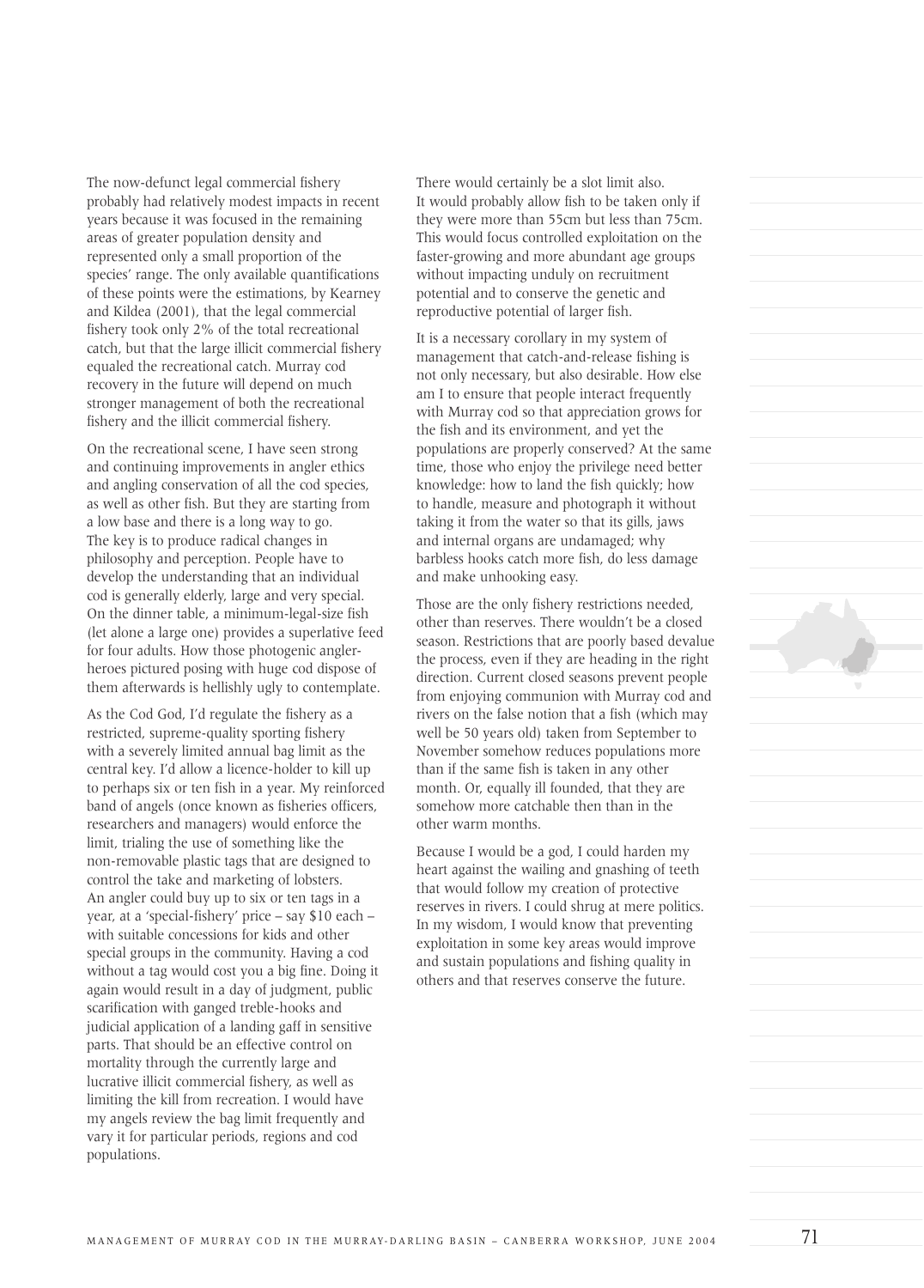The now-defunct legal commercial fishery probably had relatively modest impacts in recent years because it was focused in the remaining areas of greater population density and represented only a small proportion of the species' range. The only available quantifications of these points were the estimations, by Kearney and Kildea (2001), that the legal commercial fishery took only 2% of the total recreational catch, but that the large illicit commercial fishery equaled the recreational catch. Murray cod recovery in the future will depend on much stronger management of both the recreational fishery and the illicit commercial fishery.

On the recreational scene, I have seen strong and continuing improvements in angler ethics and angling conservation of all the cod species, as well as other fish. But they are starting from a low base and there is a long way to go. The key is to produce radical changes in philosophy and perception. People have to develop the understanding that an individual cod is generally elderly, large and very special. On the dinner table, a minimum-legal-size fish (let alone a large one) provides a superlative feed for four adults. How those photogenic angler-heroes pictured posing with huge cod dispose of them afterwards is hellishly ugly to contemplate.

As the Cod God, I'd regulate the fishery as a restricted, supreme-quality sporting fishery with a severely limited annual bag limit as the central key. I'd allow a licence-holder to kill up to perhaps six or ten fish in a year. My reinforced band of angels (once known as fisheries officers, researchers and managers) would enforce the limit, trialing the use of something like the non-removable plastic tags that are designed to control the take and marketing of lobsters. An angler could buy up to six or ten tags in a year, at a 'special-fishery' price – say $10 each – with suitable concessions for kids and other special groups in the community. Having a cod without a tag would cost you a big fine. Doing it again would result in a day of judgment, public scarification with ganged treble-hooks and judicial application of a landing gaff in sensitive parts. That should be an effective control on mortality through the currently large and lucrative illicit commercial fishery, as well as limiting the kill from recreation. I would have my angels review the bag limit frequently and vary it for particular periods, regions and cod populations.

There would certainly be a slot limit also. It would probably allow fish to be taken only if they were more than 55cm but less than 75cm. This would focus controlled exploitation on the faster-growing and more abundant age groups without impacting unduly on recruitment potential and to conserve the genetic and reproductive potential of larger fish.

It is a necessary corollary in my system of management that catch-and-release fishing is not only necessary, but also desirable. How else am I to ensure that people interact frequently with Murray cod so that appreciation grows for the fish and its environment, and yet the populations are properly conserved? At the same time, those who enjoy the privilege need better knowledge: how to land the fish quickly; how to handle, measure and photograph it without taking it from the water so that its gills, jaws and internal organs are undamaged; why barbless hooks catch more fish, do less damage and make unhooking easy.

Those are the only fishery restrictions needed, other than reserves. There wouldn't be a closed season. Restrictions that are poorly based devalue the process, even if they are heading in the right direction. Current closed seasons prevent people from enjoying communion with Murray cod and rivers on the false notion that a fish (which may well be 50 years old) taken from September to November somehow reduces populations more than if the same fish is taken in any other month. Or, equally ill founded, that they are somehow more catchable then than in the other warm months.

Because I would be a god, I could harden my heart against the wailing and gnashing of teeth that would follow my creation of protective reserves in rivers. I could shrug at mere politics. In my wisdom, I would know that preventing exploitation in some key areas would improve and sustain populations and fishing quality in others and that reserves conserve the future.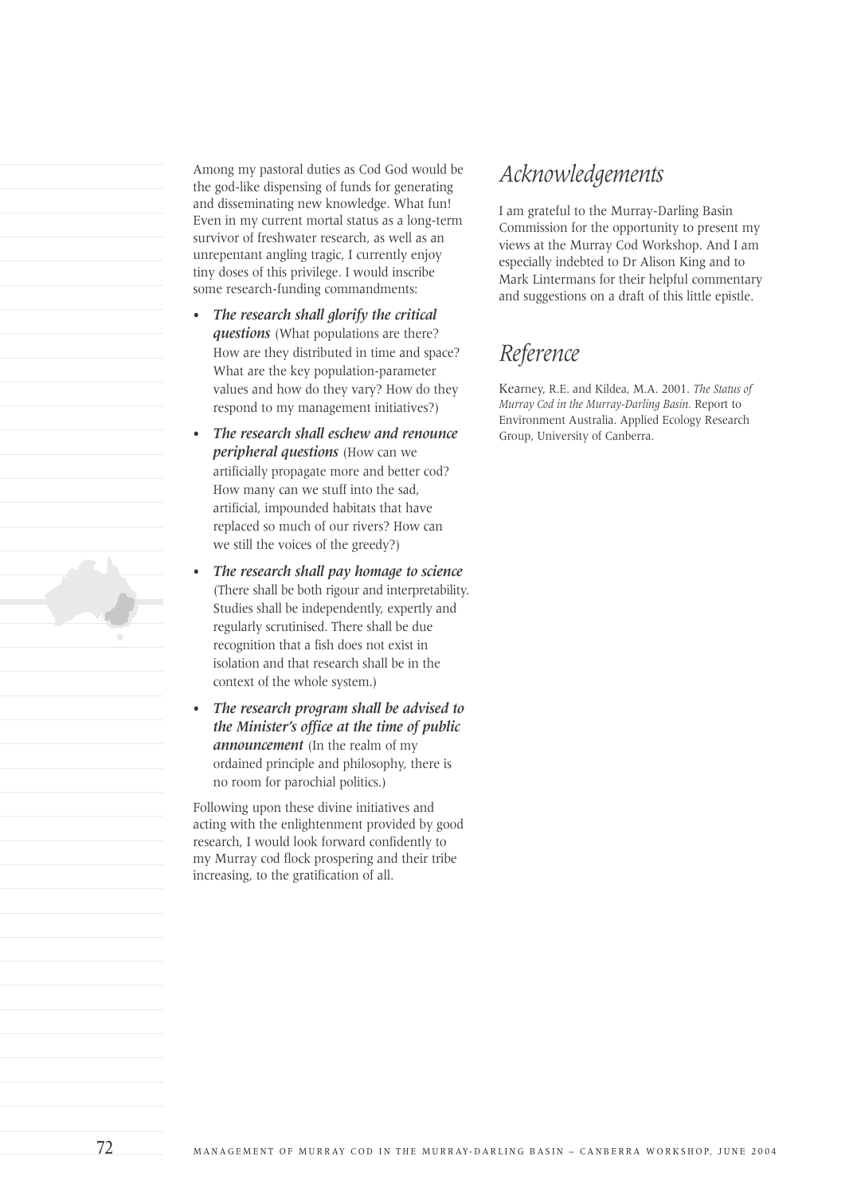Among my pastoral duties as Cod God would be the god-like dispensing of funds for generating and disseminating new knowledge. What fun! Even in my current mortal status as a long-term survivor of freshwater research, as well as an unrepentant angling tragic, I currently enjoy tiny doses of this privilege. I would inscribe some research-funding commandments:

- ***The research shall glorify the critical questions*** (What populations are there? How are they distributed in time and space? What are the key population-parameter values and how do they vary? How do they respond to my management initiatives?)
- ***The research shall eschew and renounce peripheral questions*** (How can we artificially propagate more and better cod? How many can we stuff into the sad, artificial, impounded habitats that have replaced so much of our rivers? How can we still the voices of the greedy?)
- ***The research shall pay homage to science*** (There shall be both rigour and interpretability. Studies shall be independently, expertly and regularly scrutinised. There shall be due recognition that a fish does not exist in isolation and that research shall be in the context of the whole system.)
- ***The research program shall be advised to the Minister's office at the time of public announcement*** (In the realm of my ordained principle and philosophy, there is no room for parochial politics.)

Following upon these divine initiatives and acting with the enlightenment provided by good research, I would look forward confidently to my Murray cod flock prospering and their tribe increasing, to the gratification of all.

## Acknowledgements

I am grateful to the Murray-Darling Basin Commission for the opportunity to present my views at the Murray Cod Workshop. And I am especially indebted to Dr Alison King and to Mark Lintermans for their helpful commentary and suggestions on a draft of this little epistle.

## Reference

Kearney, R.E. and Kildea, M.A. 2001. *The Status of Murray Cod in the Murray-Darling Basin.* Report to Environment Australia. Applied Ecology Research Group, University of Canberra.